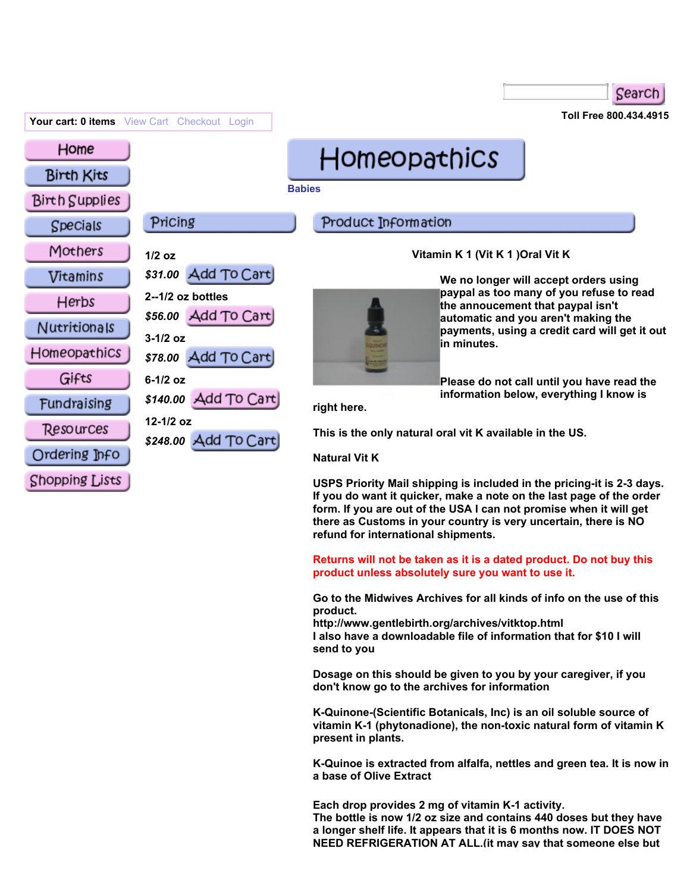Search

Toll Free 800.434.4915

Your cart: 0 items View Cart Checkout Login

- Home
- Birth Kits
- Birth Supplies
- Specials
- Mothers
- Vitamins
- Herbs
- Nutritionals
- Homeopathics
- Gifts
- Fundraising
- Resources
- Ordering Info
- Shopping Lists

# Homeopathics

Babies

## Pricing

1/2 oz
*$31.00* Add To Cart

2--1/2 oz bottles
*$56.00* Add To Cart

3-1/2 oz
*$78.00* Add To Cart

6-1/2 oz
*$140.00* Add To Cart

12-1/2 oz
*$248.00* Add To Cart

## Product Information

**Vitamin K 1 (Vit K 1 )Oral Vit K**

**We no longer will accept orders using paypal as too many of you refuse to read the annoucement that paypal isn't automatic and you aren't making the payments, using a credit card will get it out in minutes.**

**Please do not call until you have read the information below, everything I know is right here.**

**This is the only natural oral vit K available in the US.**

**Natural Vit K**

**USPS Priority Mail shipping is included in the pricing-it is 2-3 days. If you do want it quicker, make a note on the last page of the order form. If you are out of the USA I can not promise when it will get there as Customs in your country is very uncertain, there is NO refund for international shipments.**

**Returns will not be taken as it is a dated product. Do not buy this product unless absolutely sure you want to use it.**

**Go to the Midwives Archives for all kinds of info on the use of this product.**
**http://www.gentlebirth.org/archives/vitktop.html**
**I also have a downloadable file of information that for $10 I will send to you**

**Dosage on this should be given to you by your caregiver, if you don't know go to the archives for information**

**K-Quinone-(Scientific Botanicals, Inc) is an oil soluble source of vitamin K-1 (phytonadione), the non-toxic natural form of vitamin K present in plants.**

**K-Quinoe is extracted from alfalfa, nettles and green tea. It is now in a base of Olive Extract**

**Each drop provides 2 mg of vitamin K-1 activity.**
**The bottle is now 1/2 oz size and contains 440 doses but they have a longer shelf life. It appears that it is 6 months now. IT DOES NOT NEED REFRIGERATION AT ALL.(it may say that someone else but**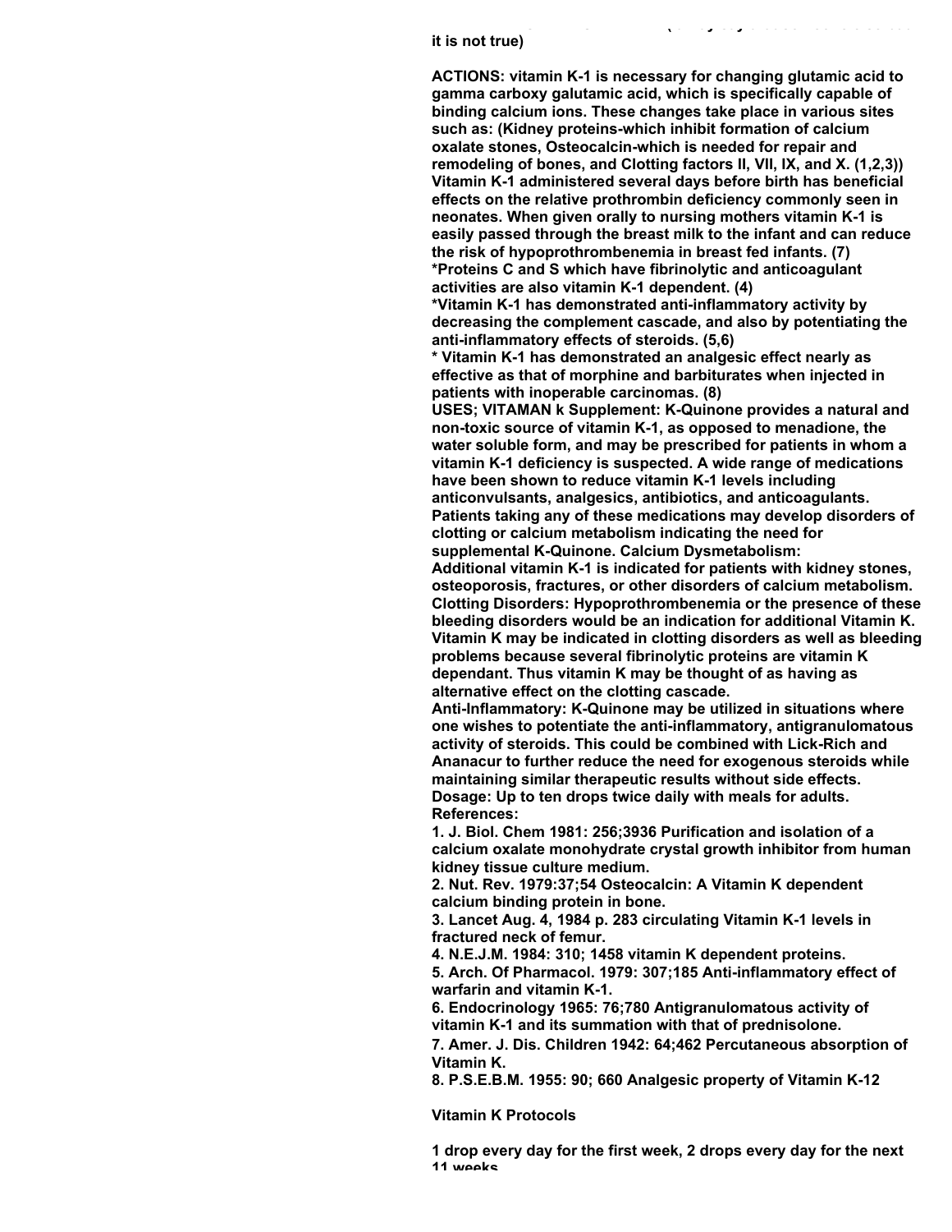it is not true)

ACTIONS: vitamin K-1 is necessary for changing glutamic acid to gamma carboxy galutamic acid, which is specifically capable of binding calcium ions. These changes take place in various sites such as: (Kidney proteins-which inhibit formation of calcium oxalate stones, Osteocalcin-which is needed for repair and remodeling of bones, and Clotting factors II, VII, IX, and X. (1,2,3)) Vitamin K-1 administered several days before birth has beneficial effects on the relative prothrombin deficiency commonly seen in neonates. When given orally to nursing mothers vitamin K-1 is easily passed through the breast milk to the infant and can reduce the risk of hypoprothrombenemia in breast fed infants. (7)
*Proteins C and S which have fibrinolytic and anticoagulant activities are also vitamin K-1 dependent. (4)
*Vitamin K-1 has demonstrated anti-inflammatory activity by decreasing the complement cascade, and also by potentiating the anti-inflammatory effects of steroids. (5,6)
* Vitamin K-1 has demonstrated an analgesic effect nearly as effective as that of morphine and barbiturates when injected in patients with inoperable carcinomas. (8)
USES; VITAMAN k Supplement: K-Quinone provides a natural and non-toxic source of vitamin K-1, as opposed to menadione, the water soluble form, and may be prescribed for patients in whom a vitamin K-1 deficiency is suspected. A wide range of medications have been shown to reduce vitamin K-1 levels including anticonvulsants, analgesics, antibiotics, and anticoagulants. Patients taking any of these medications may develop disorders of clotting or calcium metabolism indicating the need for supplemental K-Quinone. Calcium Dysmetabolism:
Additional vitamin K-1 is indicated for patients with kidney stones, osteoporosis, fractures, or other disorders of calcium metabolism. Clotting Disorders: Hypoprothrombenemia or the presence of these bleeding disorders would be an indication for additional Vitamin K. Vitamin K may be indicated in clotting disorders as well as bleeding problems because several fibrinolytic proteins are vitamin K dependant. Thus vitamin K may be thought of as having as alternative effect on the clotting cascade.
Anti-Inflammatory: K-Quinone may be utilized in situations where one wishes to potentiate the anti-inflammatory, antigranulomatous activity of steroids. This could be combined with Lick-Rich and Ananacur to further reduce the need for exogenous steroids while maintaining similar therapeutic results without side effects.
Dosage: Up to ten drops twice daily with meals for adults.
References:

1. J. Biol. Chem 1981: 256;3936 Purification and isolation of a calcium oxalate monohydrate crystal growth inhibitor from human kidney tissue culture medium.
2. Nut. Rev. 1979:37;54 Osteocalcin: A Vitamin K dependent calcium binding protein in bone.
3. Lancet Aug. 4, 1984 p. 283 circulating Vitamin K-1 levels in fractured neck of femur.
4. N.E.J.M. 1984: 310; 1458 vitamin K dependent proteins.
5. Arch. Of Pharmacol. 1979: 307;185 Anti-inflammatory effect of warfarin and vitamin K-1.
6. Endocrinology 1965: 76;780 Antigranulomatous activity of vitamin K-1 and its summation with that of prednisolone.
7. Amer. J. Dis. Children 1942: 64;462 Percutaneous absorption of Vitamin K.
8. P.S.E.B.M. 1955: 90; 660 Analgesic property of Vitamin K-12

Vitamin K Protocols

1 drop every day for the first week, 2 drops every day for the next 11 weeks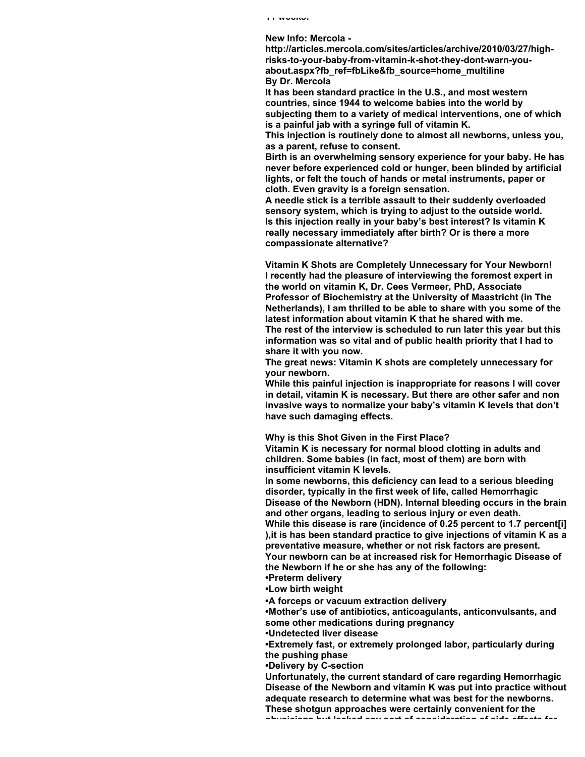**New Info: Mercola - http://articles.mercola.com/sites/articles/archive/2010/03/27/high-risks-to-your-baby-from-vitamin-k-shot-they-dont-warn-you-about.aspx?fb_ref=fbLike&fb_source=home_multiline**

**By Dr. Mercola**

**It has been standard practice in the U.S., and most western countries, since 1944 to welcome babies into the world by subjecting them to a variety of medical interventions, one of which is a painful jab with a syringe full of vitamin K.**

**This injection is routinely done to almost all newborns, unless you, as a parent, refuse to consent.**

**Birth is an overwhelming sensory experience for your baby. He has never before experienced cold or hunger, been blinded by artificial lights, or felt the touch of hands or metal instruments, paper or cloth. Even gravity is a foreign sensation.**

**A needle stick is a terrible assault to their suddenly overloaded sensory system, which is trying to adjust to the outside world.**

**Is this injection really in your baby's best interest? Is vitamin K really necessary immediately after birth? Or is there a more compassionate alternative?**

**Vitamin K Shots are Completely Unnecessary for Your Newborn!**

**I recently had the pleasure of interviewing the foremost expert in the world on vitamin K, Dr. Cees Vermeer, PhD, Associate Professor of Biochemistry at the University of Maastricht (in The Netherlands), I am thrilled to be able to share with you some of the latest information about vitamin K that he shared with me.**

**The rest of the interview is scheduled to run later this year but this information was so vital and of public health priority that I had to share it with you now.**

**The great news: Vitamin K shots are completely unnecessary for your newborn.**

**While this painful injection is inappropriate for reasons I will cover in detail, vitamin K is necessary. But there are other safer and non invasive ways to normalize your baby's vitamin K levels that don't have such damaging effects.**

**Why is this Shot Given in the First Place?**

**Vitamin K is necessary for normal blood clotting in adults and children. Some babies (in fact, most of them) are born with insufficient vitamin K levels.**

**In some newborns, this deficiency can lead to a serious bleeding disorder, typically in the first week of life, called Hemorrhagic Disease of the Newborn (HDN). Internal bleeding occurs in the brain and other organs, leading to serious injury or even death.**

**While this disease is rare (incidence of 0.25 percent to 1.7 percent[i]),it is has been standard practice to give injections of vitamin K as a preventative measure, whether or not risk factors are present.**

**Your newborn can be at increased risk for Hemorrhagic Disease of the Newborn if he or she has any of the following:**

- **Preterm delivery**
- **Low birth weight**
- **A forceps or vacuum extraction delivery**
- **Mother's use of antibiotics, anticoagulants, anticonvulsants, and some other medications during pregnancy**
- **Undetected liver disease**
- **Extremely fast, or extremely prolonged labor, particularly during the pushing phase**
- **Delivery by C-section**

**Unfortunately, the current standard of care regarding Hemorrhagic Disease of the Newborn and vitamin K was put into practice without adequate research to determine what was best for the newborns. These shotgun approaches were certainly convenient for the physicians but lacked any sort of consideration of side effects for**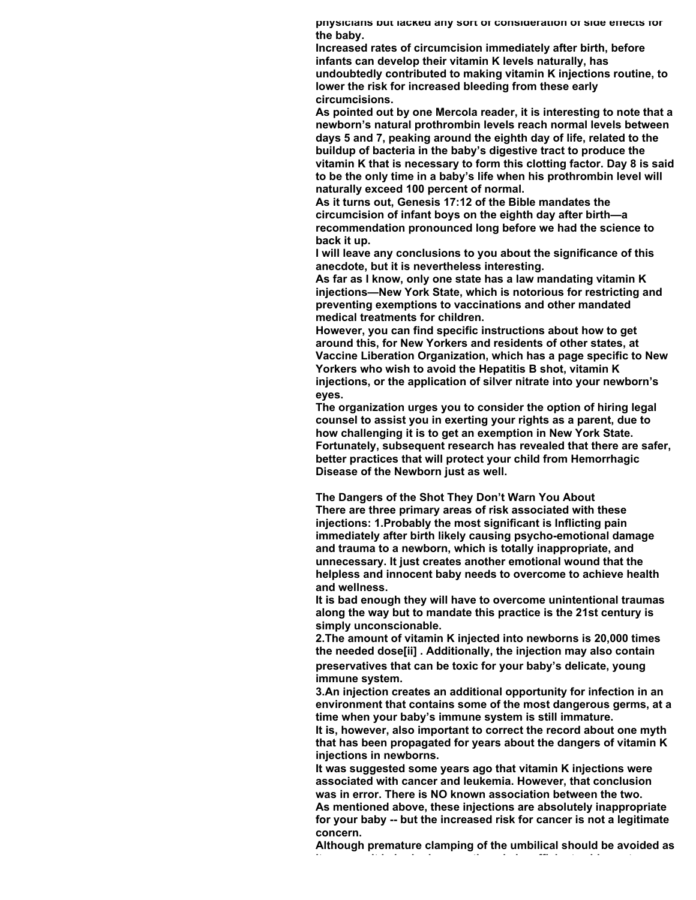physicians but lacked any sort of consideration of side effects for the baby.

Increased rates of circumcision immediately after birth, before infants can develop their vitamin K levels naturally, has undoubtedly contributed to making vitamin K injections routine, to lower the risk for increased bleeding from these early circumcisions.

As pointed out by one Mercola reader, it is interesting to note that a newborn's natural prothrombin levels reach normal levels between days 5 and 7, peaking around the eighth day of life, related to the buildup of bacteria in the baby's digestive tract to produce the vitamin K that is necessary to form this clotting factor. Day 8 is said to be the only time in a baby's life when his prothrombin level will naturally exceed 100 percent of normal.

As it turns out, Genesis 17:12 of the Bible mandates the circumcision of infant boys on the eighth day after birth—a recommendation pronounced long before we had the science to back it up.

I will leave any conclusions to you about the significance of this anecdote, but it is nevertheless interesting.

As far as I know, only one state has a law mandating vitamin K injections—New York State, which is notorious for restricting and preventing exemptions to vaccinations and other mandated medical treatments for children.

However, you can find specific instructions about how to get around this, for New Yorkers and residents of other states, at Vaccine Liberation Organization, which has a page specific to New Yorkers who wish to avoid the Hepatitis B shot, vitamin K injections, or the application of silver nitrate into your newborn's eyes.

The organization urges you to consider the option of hiring legal counsel to assist you in exerting your rights as a parent, due to how challenging it is to get an exemption in New York State.

Fortunately, subsequent research has revealed that there are safer, better practices that will protect your child from Hemorrhagic Disease of the Newborn just as well.

**The Dangers of the Shot They Don't Warn You About**

There are three primary areas of risk associated with these injections: 1.Probably the most significant is Inflicting pain immediately after birth likely causing psycho-emotional damage and trauma to a newborn, which is totally inappropriate, and unnecessary. It just creates another emotional wound that the helpless and innocent baby needs to overcome to achieve health and wellness.

It is bad enough they will have to overcome unintentional traumas along the way but to mandate this practice is the 21st century is simply unconscionable.

2.The amount of vitamin K injected into newborns is 20,000 times the needed dose[ii] . Additionally, the injection may also contain preservatives that can be toxic for your baby's delicate, young immune system.

3.An injection creates an additional opportunity for infection in an environment that contains some of the most dangerous germs, at a time when your baby's immune system is still immature.

It is, however, also important to correct the record about one myth that has been propagated for years about the dangers of vitamin K injections in newborns.

It was suggested some years ago that vitamin K injections were associated with cancer and leukemia. However, that conclusion was in error. There is NO known association between the two.

As mentioned above, these injections are absolutely inappropriate for your baby -- but the increased risk for cancer is not a legitimate concern.

Although premature clamping of the umbilical should be avoided as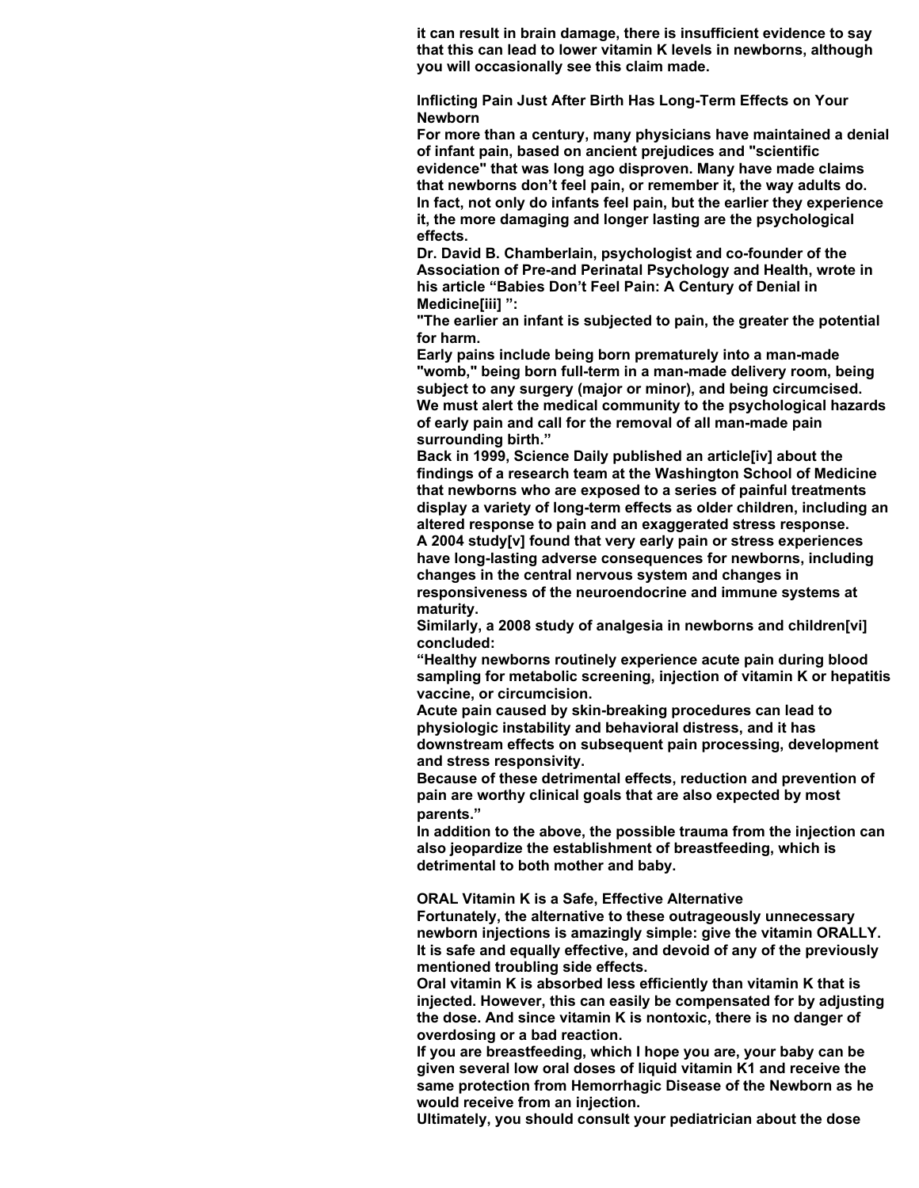it can result in brain damage, there is insufficient evidence to say that this can lead to lower vitamin K levels in newborns, although you will occasionally see this claim made.

## Inflicting Pain Just After Birth Has Long-Term Effects on Your Newborn

For more than a century, many physicians have maintained a denial of infant pain, based on ancient prejudices and "scientific evidence" that was long ago disproven. Many have made claims that newborns don't feel pain, or remember it, the way adults do. In fact, not only do infants feel pain, but the earlier they experience it, the more damaging and longer lasting are the psychological effects.

Dr. David B. Chamberlain, psychologist and co-founder of the Association of Pre-and Perinatal Psychology and Health, wrote in his article "Babies Don't Feel Pain: A Century of Denial in Medicine[iii] ":

"The earlier an infant is subjected to pain, the greater the potential for harm.

Early pains include being born prematurely into a man-made "womb," being born full-term in a man-made delivery room, being subject to any surgery (major or minor), and being circumcised. We must alert the medical community to the psychological hazards of early pain and call for the removal of all man-made pain surrounding birth."

Back in 1999, Science Daily published an article[iv] about the findings of a research team at the Washington School of Medicine that newborns who are exposed to a series of painful treatments display a variety of long-term effects as older children, including an altered response to pain and an exaggerated stress response.

A 2004 study[v] found that very early pain or stress experiences have long-lasting adverse consequences for newborns, including changes in the central nervous system and changes in responsiveness of the neuroendocrine and immune systems at maturity.

Similarly, a 2008 study of analgesia in newborns and children[vi] concluded:

"Healthy newborns routinely experience acute pain during blood sampling for metabolic screening, injection of vitamin K or hepatitis vaccine, or circumcision.

Acute pain caused by skin-breaking procedures can lead to physiologic instability and behavioral distress, and it has downstream effects on subsequent pain processing, development and stress responsivity.

Because of these detrimental effects, reduction and prevention of pain are worthy clinical goals that are also expected by most parents."

In addition to the above, the possible trauma from the injection can also jeopardize the establishment of breastfeeding, which is detrimental to both mother and baby.

## ORAL Vitamin K is a Safe, Effective Alternative

Fortunately, the alternative to these outrageously unnecessary newborn injections is amazingly simple: give the vitamin ORALLY. It is safe and equally effective, and devoid of any of the previously mentioned troubling side effects.

Oral vitamin K is absorbed less efficiently than vitamin K that is injected. However, this can easily be compensated for by adjusting the dose. And since vitamin K is nontoxic, there is no danger of overdosing or a bad reaction.

If you are breastfeeding, which I hope you are, your baby can be given several low oral doses of liquid vitamin K1 and receive the same protection from Hemorrhagic Disease of the Newborn as he would receive from an injection.

Ultimately, you should consult your pediatrician about the dose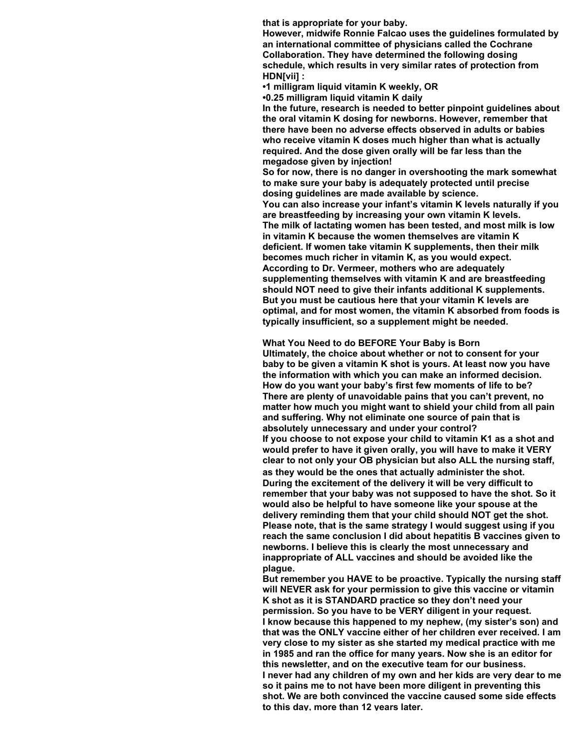that is appropriate for your baby.

However, midwife Ronnie Falcao uses the guidelines formulated by an international committee of physicians called the Cochrane Collaboration. They have determined the following dosing schedule, which results in very similar rates of protection from HDN[vii] :

- 1 milligram liquid vitamin K weekly, OR
- 0.25 milligram liquid vitamin K daily

In the future, research is needed to better pinpoint guidelines about the oral vitamin K dosing for newborns. However, remember that there have been no adverse effects observed in adults or babies who receive vitamin K doses much higher than what is actually required. And the dose given orally will be far less than the megadose given by injection!

So for now, there is no danger in overshooting the mark somewhat to make sure your baby is adequately protected until precise dosing guidelines are made available by science.

You can also increase your infant's vitamin K levels naturally if you are breastfeeding by increasing your own vitamin K levels.

The milk of lactating women has been tested, and most milk is low in vitamin K because the women themselves are vitamin K deficient. If women take vitamin K supplements, then their milk becomes much richer in vitamin K, as you would expect.

According to Dr. Vermeer, mothers who are adequately supplementing themselves with vitamin K and are breastfeeding should NOT need to give their infants additional K supplements. But you must be cautious here that your vitamin K levels are optimal, and for most women, the vitamin K absorbed from foods is typically insufficient, so a supplement might be needed.

## What You Need to do BEFORE Your Baby is Born

Ultimately, the choice about whether or not to consent for your baby to be given a vitamin K shot is yours. At least now you have the information with which you can make an informed decision.

How do you want your baby's first few moments of life to be? There are plenty of unavoidable pains that you can't prevent, no matter how much you might want to shield your child from all pain and suffering. Why not eliminate one source of pain that is absolutely unnecessary and under your control?

If you choose to not expose your child to vitamin K1 as a shot and would prefer to have it given orally, you will have to make it VERY clear to not only your OB physician but also ALL the nursing staff, as they would be the ones that actually administer the shot.

During the excitement of the delivery it will be very difficult to remember that your baby was not supposed to have the shot. So it would also be helpful to have someone like your spouse at the delivery reminding them that your child should NOT get the shot.

Please note, that is the same strategy I would suggest using if you reach the same conclusion I did about hepatitis B vaccines given to newborns. I believe this is clearly the most unnecessary and inappropriate of ALL vaccines and should be avoided like the plague.

But remember you HAVE to be proactive. Typically the nursing staff will NEVER ask for your permission to give this vaccine or vitamin K shot as it is STANDARD practice so they don't need your permission. So you have to be VERY diligent in your request.

I know because this happened to my nephew, (my sister's son) and that was the ONLY vaccine either of her children ever received. I am very close to my sister as she started my medical practice with me in 1985 and ran the office for many years. Now she is an editor for this newsletter, and on the executive team for our business.

I never had any children of my own and her kids are very dear to me so it pains me to not have been more diligent in preventing this shot. We are both convinced the vaccine caused some side effects to this day, more than 12 years later.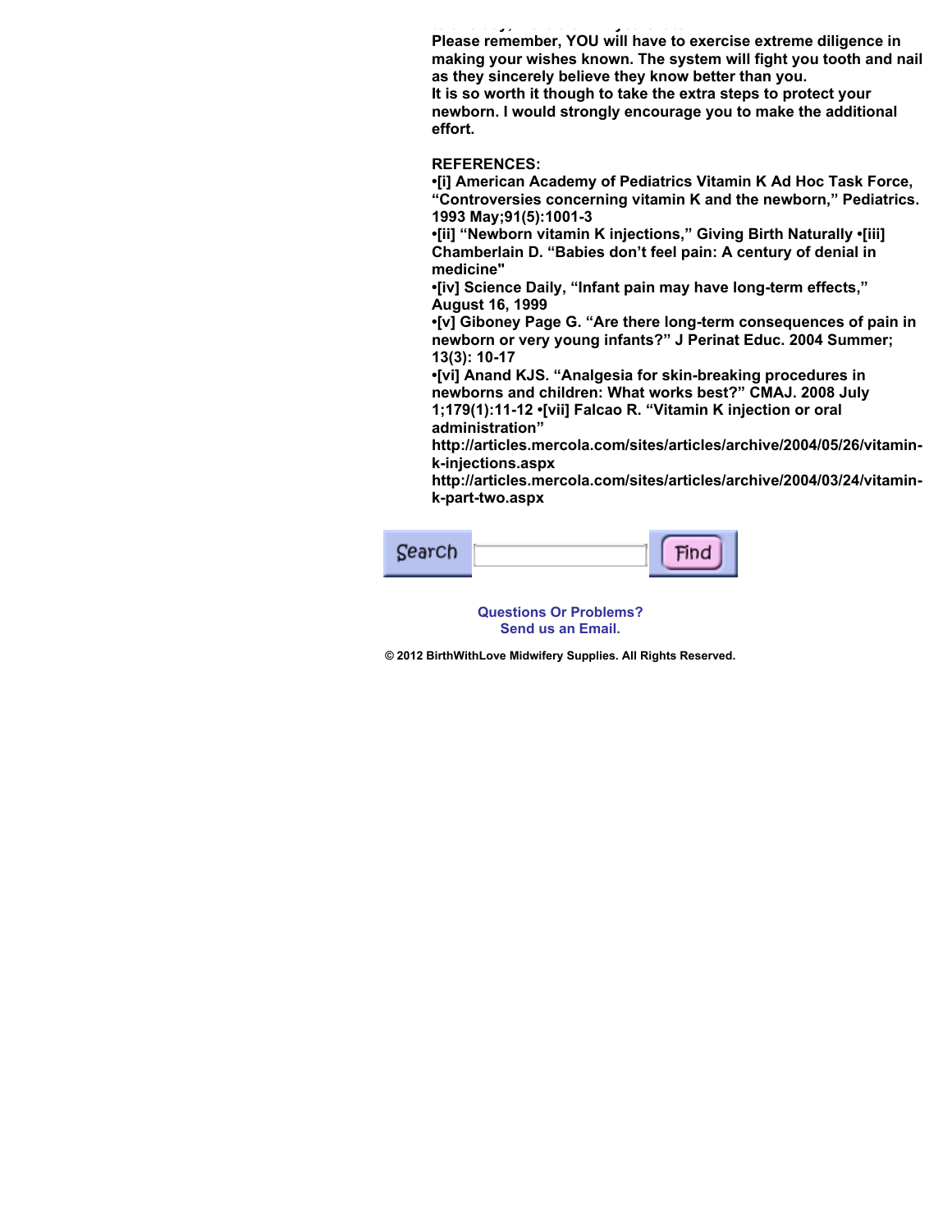**Please remember, YOU will have to exercise extreme diligence in making your wishes known. The system will fight you tooth and nail as they sincerely believe they know better than you.**
**It is so worth it though to take the extra steps to protect your newborn. I would strongly encourage you to make the additional effort.**

**REFERENCES:**

- **[i] American Academy of Pediatrics Vitamin K Ad Hoc Task Force, "Controversies concerning vitamin K and the newborn," Pediatrics. 1993 May;91(5):1001-3**
- **[ii] "Newborn vitamin K injections," Giving Birth Naturally •[iii] Chamberlain D. "Babies don't feel pain: A century of denial in medicine"**
- **[iv] Science Daily, "Infant pain may have long-term effects," August 16, 1999**
- **[v] Giboney Page G. "Are there long-term consequences of pain in newborn or very young infants?" J Perinat Educ. 2004 Summer; 13(3): 10-17**
- **[vi] Anand KJS. "Analgesia for skin-breaking procedures in newborns and children: What works best?" CMAJ. 2008 July 1;179(1):11-12 •[vii] Falcao R. "Vitamin K injection or oral administration"**

**http://articles.mercola.com/sites/articles/archive/2004/05/26/vitamin-k-injections.aspx**
**http://articles.mercola.com/sites/articles/archive/2004/03/24/vitamin-k-part-two.aspx**

Search Find

Questions Or Problems?
Send us an Email.

© 2012 BirthWithLove Midwifery Supplies. All Rights Reserved.